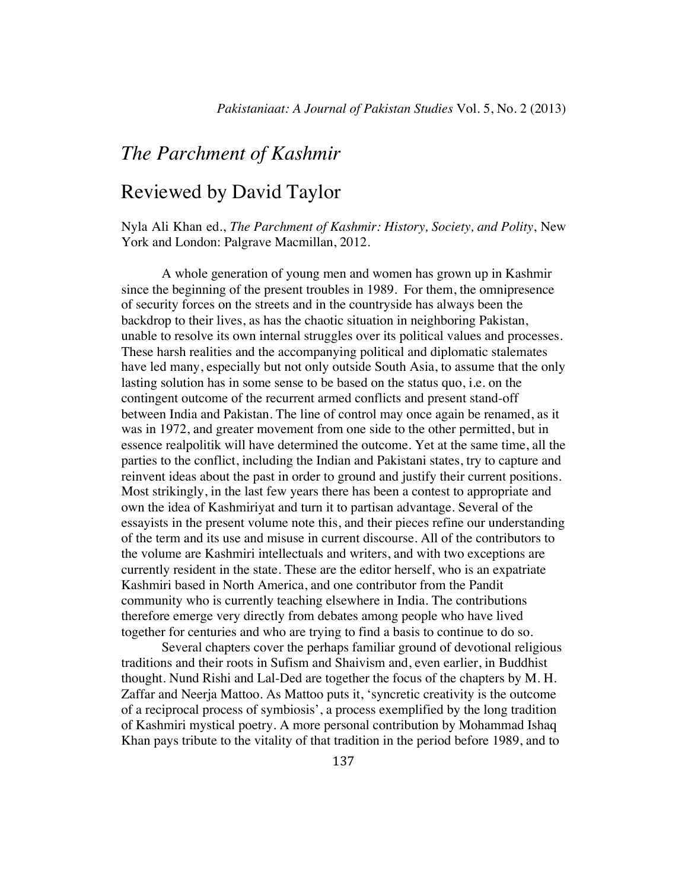# *The Parchment of Kashmir*

## Reviewed by David Taylor

Nyla Ali Khan ed., *The Parchment of Kashmir: History, Society, and Polity*, New York and London: Palgrave Macmillan, 2012.

A whole generation of young men and women has grown up in Kashmir since the beginning of the present troubles in 1989. For them, the omnipresence of security forces on the streets and in the countryside has always been the backdrop to their lives, as has the chaotic situation in neighboring Pakistan, unable to resolve its own internal struggles over its political values and processes. These harsh realities and the accompanying political and diplomatic stalemates have led many, especially but not only outside South Asia, to assume that the only lasting solution has in some sense to be based on the status quo, i.e. on the contingent outcome of the recurrent armed conflicts and present stand-off between India and Pakistan. The line of control may once again be renamed, as it was in 1972, and greater movement from one side to the other permitted, but in essence realpolitik will have determined the outcome. Yet at the same time, all the parties to the conflict, including the Indian and Pakistani states, try to capture and reinvent ideas about the past in order to ground and justify their current positions. Most strikingly, in the last few years there has been a contest to appropriate and own the idea of Kashmiriyat and turn it to partisan advantage. Several of the essayists in the present volume note this, and their pieces refine our understanding of the term and its use and misuse in current discourse. All of the contributors to the volume are Kashmiri intellectuals and writers, and with two exceptions are currently resident in the state. These are the editor herself, who is an expatriate Kashmiri based in North America, and one contributor from the Pandit community who is currently teaching elsewhere in India. The contributions therefore emerge very directly from debates among people who have lived together for centuries and who are trying to find a basis to continue to do so.

Several chapters cover the perhaps familiar ground of devotional religious traditions and their roots in Sufism and Shaivism and, even earlier, in Buddhist thought. Nund Rishi and Lal-Ded are together the focus of the chapters by M. H. Zaffar and Neerja Mattoo. As Mattoo puts it, 'syncretic creativity is the outcome of a reciprocal process of symbiosis', a process exemplified by the long tradition of Kashmiri mystical poetry. A more personal contribution by Mohammad Ishaq Khan pays tribute to the vitality of that tradition in the period before 1989, and to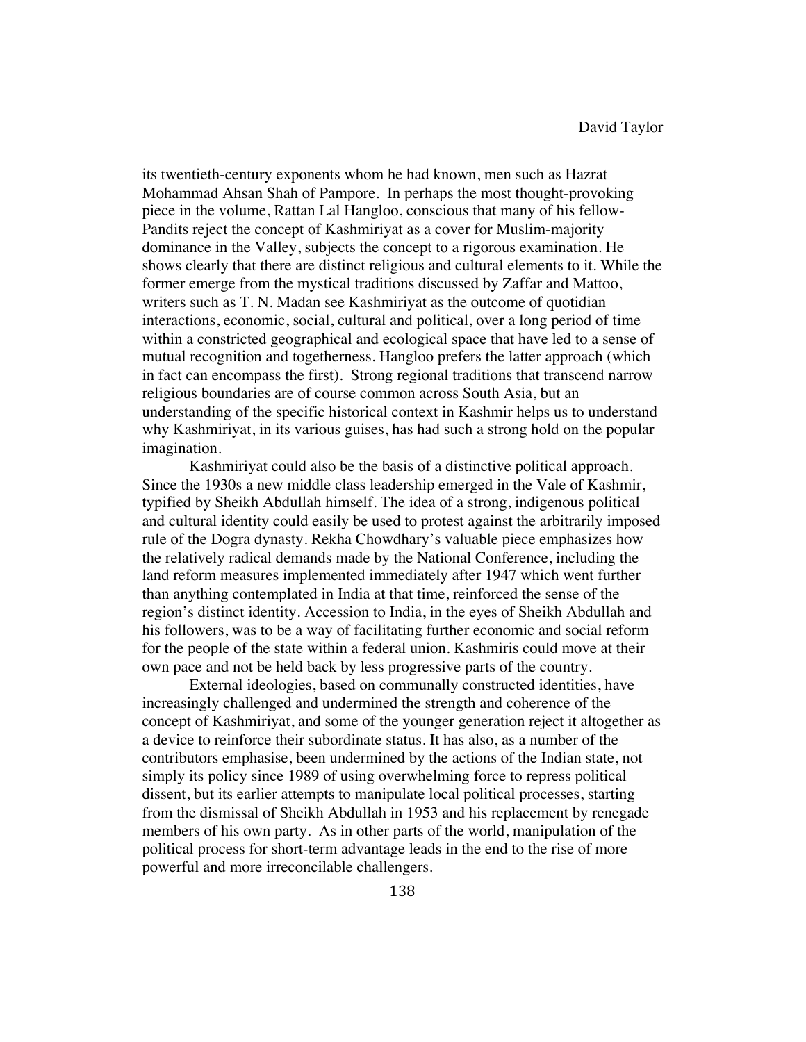its twentieth-century exponents whom he had known, men such as Hazrat Mohammad Ahsan Shah of Pampore. In perhaps the most thought-provoking piece in the volume, Rattan Lal Hangloo, conscious that many of his fellow-Pandits reject the concept of Kashmiriyat as a cover for Muslim-majority dominance in the Valley, subjects the concept to a rigorous examination. He shows clearly that there are distinct religious and cultural elements to it. While the former emerge from the mystical traditions discussed by Zaffar and Mattoo, writers such as T. N. Madan see Kashmiriyat as the outcome of quotidian interactions, economic, social, cultural and political, over a long period of time within a constricted geographical and ecological space that have led to a sense of mutual recognition and togetherness. Hangloo prefers the latter approach (which in fact can encompass the first). Strong regional traditions that transcend narrow religious boundaries are of course common across South Asia, but an understanding of the specific historical context in Kashmir helps us to understand why Kashmiriyat, in its various guises, has had such a strong hold on the popular imagination.

Kashmiriyat could also be the basis of a distinctive political approach. Since the 1930s a new middle class leadership emerged in the Vale of Kashmir, typified by Sheikh Abdullah himself. The idea of a strong, indigenous political and cultural identity could easily be used to protest against the arbitrarily imposed rule of the Dogra dynasty. Rekha Chowdhary's valuable piece emphasizes how the relatively radical demands made by the National Conference, including the land reform measures implemented immediately after 1947 which went further than anything contemplated in India at that time, reinforced the sense of the region's distinct identity. Accession to India, in the eyes of Sheikh Abdullah and his followers, was to be a way of facilitating further economic and social reform for the people of the state within a federal union. Kashmiris could move at their own pace and not be held back by less progressive parts of the country.

External ideologies, based on communally constructed identities, have increasingly challenged and undermined the strength and coherence of the concept of Kashmiriyat, and some of the younger generation reject it altogether as a device to reinforce their subordinate status. It has also, as a number of the contributors emphasise, been undermined by the actions of the Indian state, not simply its policy since 1989 of using overwhelming force to repress political dissent, but its earlier attempts to manipulate local political processes, starting from the dismissal of Sheikh Abdullah in 1953 and his replacement by renegade members of his own party. As in other parts of the world, manipulation of the political process for short-term advantage leads in the end to the rise of more powerful and more irreconcilable challengers.